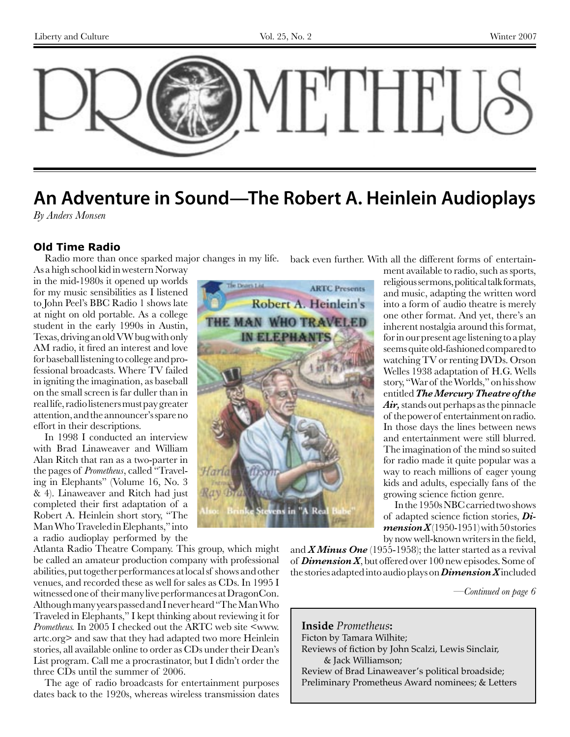# PROMETHEUS

## An Adventure in Sound—The Robert A. Heinlein Audioplays

*By Anders Monsen*

### Old Time Radio

Radio more than once sparked major changes in my life. As a high school kid in western Norway in the mid-1980s it opened up worlds for my music sensibilities as I listened to John Peel's BBC Radio 1 shows late at night on old portable. As a college student in the early 1990s in Austin, Texas, driving an old VW bug with only AM radio, it fired an interest and love for baseball listening to college and professional broadcasts. Where TV failed in igniting the imagination, as baseball on the small screen is far duller than in real life, radio listeners must pay greater attention, and the announcer's spare no effort in their descriptions.

In 1998 I conducted an interview with Brad Linaweaver and William Alan Ritch that ran as a two-parter in the pages of *Prometheus*, called "Traveling in Elephants" (Volume 16, No. 3 & 4). Linaweaver and Ritch had just completed their first adaptation of a Robert A. Heinlein short story, "The Man Who Traveled in Elephants," into a radio audioplay performed by the Atlanta Radio Theatre Company. This group, which might be called an amateur production company with professional abilities, put together performances at local sf shows and other venues, and recorded these as well for sales as CDs. In 1995 I witnessed one of their many live performances at DragonCon. Although many years passed and I never heard "The Man Who Traveled in Elephants," I kept thinking about reviewing it for *Prometheus.* In 2005 I checked out the ARTC web site <www.artc.org> and saw that they had adapted two more Heinlein stories, all available online to order as CDs under their Dean's List program. Call me a procrastinator, but I didn't order the three CDs until the summer of 2006.

The age of radio broadcasts for entertainment purposes dates back to the 1920s, whereas wireless transmission dates back even further. With all the different forms of entertainment available to radio, such as sports, religious sermons, political talk formats, and music, adapting the written word into a form of audio theatre is merely one other format. And yet, there's an inherent nostalgia around this format, for in our present age listening to a play seems quite old-fashioned compared to watching TV or renting DVDs. Orson Welles 1938 adaptation of H.G. Wells story, "War of the Worlds," on his show entitled ***The Mercury Theatre of the Air,*** stands out perhaps as the pinnacle of the power of entertainment on radio. In those days the lines between news and entertainment were still blurred. The imagination of the mind so suited for radio made it quite popular was a way to reach millions of eager young kids and adults, especially fans of the growing science fiction genre.

In the 1950s NBC carried two shows of adapted science fiction stories, ***Dimension X*** (1950-1951) with 50 stories by now well-known writers in the field, and ***X Minus One*** (1955-1958); the latter started as a revival of ***Dimension X***, but offered over 100 new episodes. Some of the stories adapted into audio plays on ***Dimension X*** included

*—Continued on page 6*

---

**Inside** ***Prometheus*****:**

Ficton by Tamara Wilhite;

Reviews of fiction by John Scalzi, Lewis Sinclair, & Jack Williamson;

Review of Brad Linaweaver's political broadside;

Preliminary Prometheus Award nominees; & Letters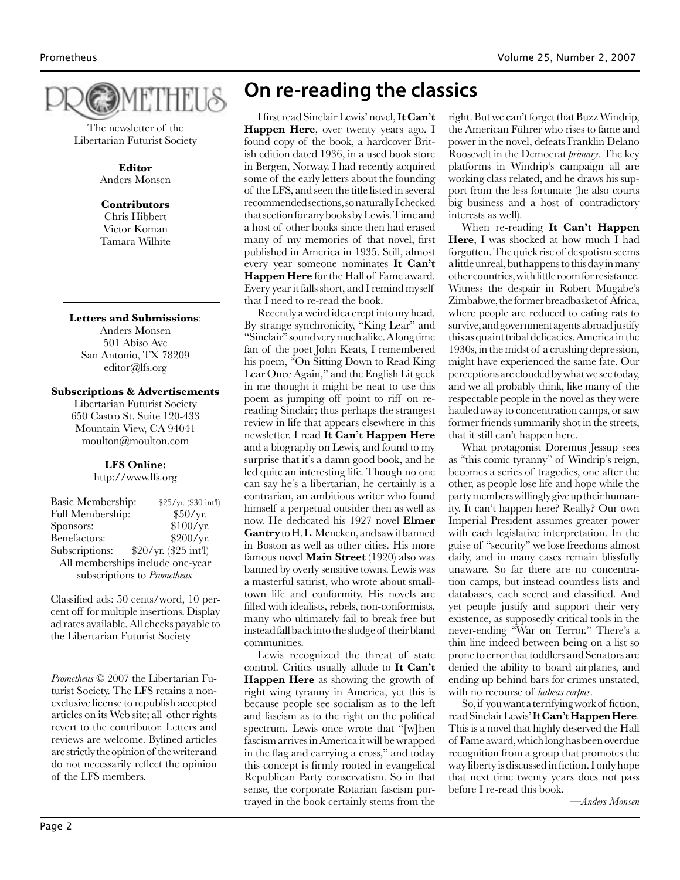# PROMETHEUS

The newsletter of the Libertarian Futurist Society

**Editor**
Anders Monsen

**Contributors**
Chris Hibbert
Victor Koman
Tamara Wilhite

**Letters and Submissions**:
Anders Monsen
501 Abiso Ave
San Antonio, TX 78209
editor@lfs.org

**Subscriptions & Advertisements**
Libertarian Futurist Society
650 Castro St. Suite 120-433
Mountain View, CA 94041
moulton@moulton.com

**LFS Online:**
http://www.lfs.org

| | |
|---|---|
| Basic Membership: | $25/yr. ($30 int'l) |
| Full Membership: | $50/yr. |
| Sponsors: | $100/yr. |
| Benefactors: | $200/yr. |
| Subscriptions: | $20/yr. ($25 int'l) |

All memberships include one-year subscriptions to *Prometheus.*

Classified ads: 50 cents/word, 10 percent off for multiple insertions. Display ad rates available. All checks payable to the Libertarian Futurist Society

*Prometheus* © 2007 the Libertarian Futurist Society. The LFS retains a nonexclusive license to republish accepted articles on its Web site; all other rights revert to the contributor. Letters and reviews are welcome. Bylined articles are strictly the opinion of the writer and do not necessarily reflect the opinion of the LFS members.

# On re-reading the classics

I first read Sinclair Lewis' novel, **It Can't Happen Here**, over twenty years ago. I found copy of the book, a hardcover British edition dated 1936, in a used book store in Bergen, Norway. I had recently acquired some of the early letters about the founding of the LFS, and seen the title listed in several recommended sections, so naturally I checked that section for any books by Lewis. Time and a host of other books since then had erased many of my memories of that novel, first published in America in 1935. Still, almost every year someone nominates **It Can't Happen Here** for the Hall of Fame award. Every year it falls short, and I remind myself that I need to re-read the book.

Recently a weird idea crept into my head. By strange synchronicity, "King Lear" and "Sinclair" sound very much alike. A long time fan of the poet John Keats, I remembered his poem, "On Sitting Down to Read King Lear Once Again," and the English Lit geek in me thought it might be neat to use this poem as jumping off point to riff on re-reading Sinclair; thus perhaps the strangest review in life that appears elsewhere in this newsletter. I read **It Can't Happen Here** and a biography on Lewis, and found to my surprise that it's a damn good book, and he led quite an interesting life. Though no one can say he's a libertarian, he certainly is a contrarian, an ambitious writer who found himself a perpetual outsider then as well as now. He dedicated his 1927 novel **Elmer Gantry** to H. L. Mencken, and saw it banned in Boston as well as other cities. His more famous novel **Main Street** (1920) also was banned by overly sensitive towns. Lewis was a masterful satirist, who wrote about small-town life and conformity. His novels are filled with idealists, rebels, non-conformists, many who ultimately fail to break free but instead fall back into the sludge of their bland communities.

Lewis recognized the threat of state control. Critics usually allude to **It Can't Happen Here** as showing the growth of right wing tyranny in America, yet this is because people see socialism as to the left and fascism as to the right on the political spectrum. Lewis once wrote that "[w]hen fascism arrives in America it will be wrapped in the flag and carrying a cross," and today this concept is firmly rooted in evangelical Republican Party conservatism. So in that sense, the corporate Rotarian fascism portrayed in the book certainly stems from the right. But we can't forget that Buzz Windrip, the American Führer who rises to fame and power in the novel, defeats Franklin Delano Roosevelt in the Democrat *primary*. The key platforms in Windrip's campaign all are working class related, and he draws his support from the less fortunate (he also courts big business and a host of contradictory interests as well).

When re-reading **It Can't Happen Here**, I was shocked at how much I had forgotten. The quick rise of despotism seems a little unreal, but happens to this day in many other countries, with little room for resistance. Witness the despair in Robert Mugabe's Zimbabwe, the former breadbasket of Africa, where people are reduced to eating rats to survive, and government agents abroad justify this as quaint tribal delicacies. America in the 1930s, in the midst of a crushing depression, might have experienced the same fate. Our perceptions are clouded by what we see today, and we all probably think, like many of the respectable people in the novel as they were hauled away to concentration camps, or saw former friends summarily shot in the streets, that it still can't happen here.

What protagonist Doremus Jessup sees as "this comic tyranny" of Windrip's reign, becomes a series of tragedies, one after the other, as people lose life and hope while the party members willingly give up their humanity. It can't happen here? Really? Our own Imperial President assumes greater power with each legislative interpretation. In the guise of "security" we lose freedoms almost daily, and in many cases remain blissfully unaware. So far there are no concentration camps, but instead countless lists and databases, each secret and classified. And yet people justify and support their very existence, as supposedly critical tools in the never-ending "War on Terror." There's a thin line indeed between being on a list so prone to error that toddlers and Senators are denied the ability to board airplanes, and ending up behind bars for crimes unstated, with no recourse of *habeas corpus*.

So, if you want a terrifying work of fiction, read Sinclair Lewis' **It Can't Happen Here**. This is a novel that highly deserved the Hall of Fame award, which long has been overdue recognition from a group that promotes the way liberty is discussed in fiction. I only hope that next time twenty years does not pass before I re-read this book.

—*Anders Monsen*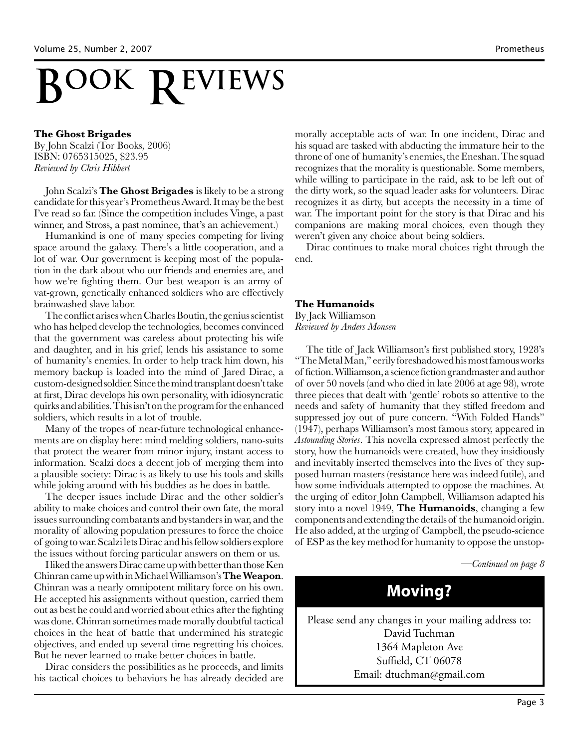# Book Reviews

**The Ghost Brigades**
By John Scalzi (Tor Books, 2006)
ISBN: 0765315025, $23.95
*Reviewed by Chris Hibbert*

John Scalzi's **The Ghost Brigades** is likely to be a strong candidate for this year's Prometheus Award. It may be the best I've read so far. (Since the competition includes Vinge, a past winner, and Stross, a past nominee, that's an achievement.)

Humankind is one of many species competing for living space around the galaxy. There's a little cooperation, and a lot of war. Our government is keeping most of the population in the dark about who our friends and enemies are, and how we're fighting them. Our best weapon is an army of vat-grown, genetically enhanced soldiers who are effectively brainwashed slave labor.

The conflict arises when Charles Boutin, the genius scientist who has helped develop the technologies, becomes convinced that the government was careless about protecting his wife and daughter, and in his grief, lends his assistance to some of humanity's enemies. In order to help track him down, his memory backup is loaded into the mind of Jared Dirac, a custom-designed soldier. Since the mind transplant doesn't take at first, Dirac develops his own personality, with idiosyncratic quirks and abilities. This isn't on the program for the enhanced soldiers, which results in a lot of trouble.

Many of the tropes of near-future technological enhancements are on display here: mind melding soldiers, nano-suits that protect the wearer from minor injury, instant access to information. Scalzi does a decent job of merging them into a plausible society: Dirac is as likely to use his tools and skills while joking around with his buddies as he does in battle.

The deeper issues include Dirac and the other soldier's ability to make choices and control their own fate, the moral issues surrounding combatants and bystanders in war, and the morality of allowing population pressures to force the choice of going to war. Scalzi lets Dirac and his fellow soldiers explore the issues without forcing particular answers on them or us.

I liked the answers Dirac came up with better than those Ken Chinran came up with in Michael Williamson's **The Weapon**. Chinran was a nearly omnipotent military force on his own. He accepted his assignments without question, carried them out as best he could and worried about ethics after the fighting was done. Chinran sometimes made morally doubtful tactical choices in the heat of battle that undermined his strategic objectives, and ended up several time regretting his choices. But he never learned to make better choices in battle.

Dirac considers the possibilities as he proceeds, and limits his tactical choices to behaviors he has already decided are morally acceptable acts of war. In one incident, Dirac and his squad are tasked with abducting the immature heir to the throne of one of humanity's enemies, the Eneshan. The squad recognizes that the morality is questionable. Some members, while willing to participate in the raid, ask to be left out of the dirty work, so the squad leader asks for volunteers. Dirac recognizes it as dirty, but accepts the necessity in a time of war. The important point for the story is that Dirac and his companions are making moral choices, even though they weren't given any choice about being soldiers.

Dirac continues to make moral choices right through the end.

---

**The Humanoids**
By Jack Williamson
*Reviewed by Anders Monsen*

The title of Jack Williamson's first published story, 1928's "The Metal Man," eerily foreshadowed his most famous works of fiction. Williamson, a science fiction grandmaster and author of over 50 novels (and who died in late 2006 at age 98), wrote three pieces that dealt with 'gentle' robots so attentive to the needs and safety of humanity that they stifled freedom and suppressed joy out of pure concern. "With Folded Hands" (1947), perhaps Williamson's most famous story, appeared in *Astounding Stories*. This novella expressed almost perfectly the story, how the humanoids were created, how they insidiously and inevitably inserted themselves into the lives of they supposed human masters (resistance here was indeed futile), and how some individuals attempted to oppose the machines. At the urging of editor John Campbell, Williamson adapted his story into a novel 1949, **The Humanoids**, changing a few components and extending the details of the humanoid origin. He also added, at the urging of Campbell, the pseudo-science of ESP as the key method for humanity to oppose the unstop-

*—Continued on page 8*

## Moving?

Please send any changes in your mailing address to:
David Tuchman
1364 Mapleton Ave
Suffield, CT 06078
Email: dtuchman@gmail.com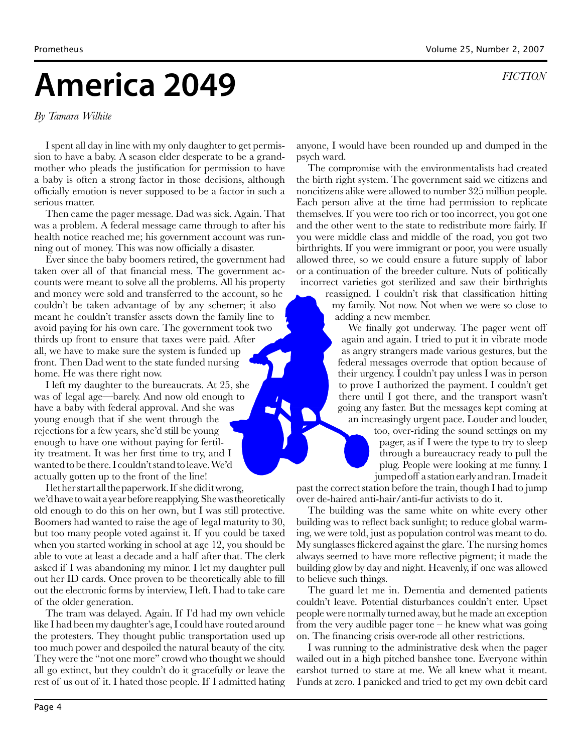*FICTION*

# America 2049

*By Tamara Wilhite*

I spent all day in line with my only daughter to get permission to have a baby. A season elder desperate to be a grandmother who pleads the justification for permission to have a baby is often a strong factor in those decisions, although officially emotion is never supposed to be a factor in such a serious matter.

Then came the pager message. Dad was sick. Again. That was a problem. A federal message came through to after his health notice reached me; his government account was running out of money. This was now officially a disaster.

Ever since the baby boomers retired, the government had taken over all of that financial mess. The government accounts were meant to solve all the problems. All his property and money were sold and transferred to the account, so he couldn't be taken advantage of by any schemer; it also meant he couldn't transfer assets down the family line to avoid paying for his own care. The government took two thirds up front to ensure that taxes were paid. After all, we have to make sure the system is funded up front. Then Dad went to the state funded nursing home. He was there right now.

I left my daughter to the bureaucrats. At 25, she was of legal age—barely. And now old enough to have a baby with federal approval. And she was young enough that if she went through the rejections for a few years, she'd still be young enough to have one without paying for fertility treatment. It was her first time to try, and I wanted to be there. I couldn't stand to leave. We'd actually gotten up to the front of the line!

I let her start all the paperwork. If she did it wrong, we'd have to wait a year before reapplying. She was theoretically old enough to do this on her own, but I was still protective. Boomers had wanted to raise the age of legal maturity to 30, but too many people voted against it. If you could be taxed when you started working in school at age 12, you should be able to vote at least a decade and a half after that. The clerk asked if I was abandoning my minor. I let my daughter pull out her ID cards. Once proven to be theoretically able to fill out the electronic forms by interview, I left. I had to take care of the older generation.

The tram was delayed. Again. If I'd had my own vehicle like I had been my daughter's age, I could have routed around the protesters. They thought public transportation used up too much power and despoiled the natural beauty of the city. They were the "not one more" crowd who thought we should all go extinct, but they couldn't do it gracefully or leave the rest of us out of it. I hated those people. If I admitted hating anyone, I would have been rounded up and dumped in the psych ward.

The compromise with the environmentalists had created the birth right system. The government said we citizens and noncitizens alike were allowed to number 325 million people. Each person alive at the time had permission to replicate themselves. If you were too rich or too incorrect, you got one and the other went to the state to redistribute more fairly. If you were middle class and middle of the road, you got two birthrights. If you were immigrant or poor, you were usually allowed three, so we could ensure a future supply of labor or a continuation of the breeder culture. Nuts of politically incorrect varieties got sterilized and saw their birthrights reassigned. I couldn't risk that classification hitting my family. Not now. Not when we were so close to adding a new member.

We finally got underway. The pager went off again and again. I tried to put it in vibrate mode as angry strangers made various gestures, but the federal messages overrode that option because of their urgency. I couldn't pay unless I was in person to prove I authorized the payment. I couldn't get there until I got there, and the transport wasn't going any faster. But the messages kept coming at an increasingly urgent pace. Louder and louder, too, over-riding the sound settings on my pager, as if I were the type to try to sleep through a bureaucracy ready to pull the plug. People were looking at me funny. I jumped off a station early and ran. I made it past the correct station before the train, though I had to jump over de-haired anti-hair/anti-fur activists to do it.

The building was the same white on white every other building was to reflect back sunlight; to reduce global warming, we were told, just as population control was meant to do. My sunglasses flickered against the glare. The nursing homes always seemed to have more reflective pigment; it made the building glow by day and night. Heavenly, if one was allowed to believe such things.

The guard let me in. Dementia and demented patients couldn't leave. Potential disturbances couldn't enter. Upset people were normally turned away, but he made an exception from the very audible pager tone – he knew what was going on. The financing crisis over-rode all other restrictions.

I was running to the administrative desk when the pager wailed out in a high pitched banshee tone. Everyone within earshot turned to stare at me. We all knew what it meant. Funds at zero. I panicked and tried to get my own debit card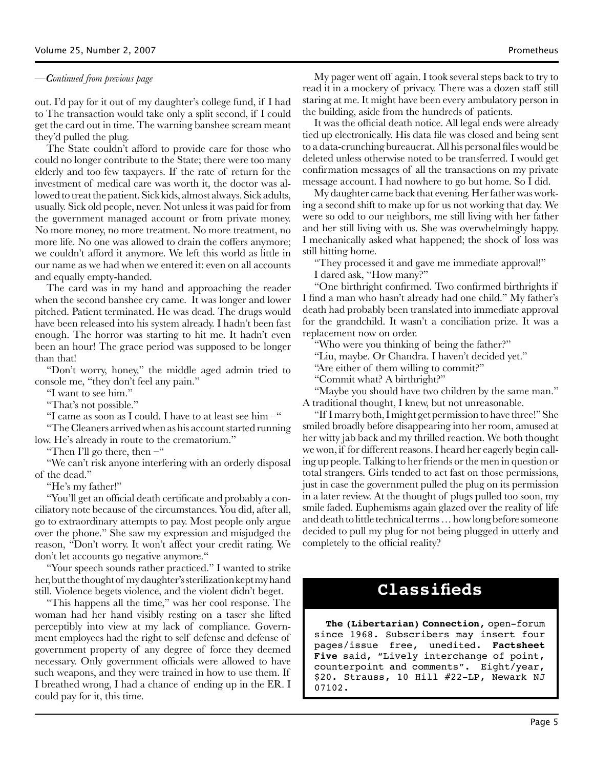*—Continued from previous page*

out. I'd pay for it out of my daughter's college fund, if I had to The transaction would take only a split second, if I could get the card out in time. The warning banshee scream meant they'd pulled the plug.

The State couldn't afford to provide care for those who could no longer contribute to the State; there were too many elderly and too few taxpayers. If the rate of return for the investment of medical care was worth it, the doctor was allowed to treat the patient. Sick kids, almost always. Sick adults, usually. Sick old people, never. Not unless it was paid for from the government managed account or from private money. No more money, no more treatment. No more treatment, no more life. No one was allowed to drain the coffers anymore; we couldn't afford it anymore. We left this world as little in our name as we had when we entered it: even on all accounts and equally empty-handed.

The card was in my hand and approaching the reader when the second banshee cry came. It was longer and lower pitched. Patient terminated. He was dead. The drugs would have been released into his system already. I hadn't been fast enough. The horror was starting to hit me. It hadn't even been an hour! The grace period was supposed to be longer than that!

"Don't worry, honey," the middle aged admin tried to console me, "they don't feel any pain."

"I want to see him."

"That's not possible."

"I came as soon as I could. I have to at least see him –"

"The Cleaners arrived when as his account started running low. He's already in route to the crematorium."

"Then I'll go there, then –"

"We can't risk anyone interfering with an orderly disposal of the dead."

"He's my father!"

"You'll get an official death certificate and probably a conciliatory note because of the circumstances. You did, after all, go to extraordinary attempts to pay. Most people only argue over the phone." She saw my expression and misjudged the reason, "Don't worry. It won't affect your credit rating. We don't let accounts go negative anymore."

"Your speech sounds rather practiced." I wanted to strike her, but the thought of my daughter's sterilization kept my hand still. Violence begets violence, and the violent didn't beget.

"This happens all the time," was her cool response. The woman had her hand visibly resting on a taser she lifted perceptibly into view at my lack of compliance. Government employees had the right to self defense and defense of government property of any degree of force they deemed necessary. Only government officials were allowed to have such weapons, and they were trained in how to use them. If I breathed wrong, I had a chance of ending up in the ER. I could pay for it, this time.

My pager went off again. I took several steps back to try to read it in a mockery of privacy. There was a dozen staff still staring at me. It might have been every ambulatory person in the building, aside from the hundreds of patients.

It was the official death notice. All legal ends were already tied up electronically. His data file was closed and being sent to a data-crunching bureaucrat. All his personal files would be deleted unless otherwise noted to be transferred. I would get confirmation messages of all the transactions on my private message account. I had nowhere to go but home. So I did.

My daughter came back that evening. Her father was working a second shift to make up for us not working that day. We were so odd to our neighbors, me still living with her father and her still living with us. She was overwhelmingly happy. I mechanically asked what happened; the shock of loss was still hitting home.

"They processed it and gave me immediate approval!"

I dared ask, "How many?"

"One birthright confirmed. Two confirmed birthrights if I find a man who hasn't already had one child." My father's death had probably been translated into immediate approval for the grandchild. It wasn't a conciliation prize. It was a replacement now on order.

"Who were you thinking of being the father?"

"Liu, maybe. Or Chandra. I haven't decided yet."

"Are either of them willing to commit?"

"Commit what? A birthright?"

"Maybe you should have two children by the same man." A traditional thought, I knew, but not unreasonable.

"If I marry both, I might get permission to have three!" She smiled broadly before disappearing into her room, amused at her witty jab back and my thrilled reaction. We both thought we won, if for different reasons. I heard her eagerly begin calling up people. Talking to her friends or the men in question or total strangers. Girls tended to act fast on those permissions, just in case the government pulled the plug on its permission in a later review. At the thought of plugs pulled too soon, my smile faded. Euphemisms again glazed over the reality of life and death to little technical terms … how long before someone decided to pull my plug for not being plugged in utterly and completely to the official reality?

## Classifieds

**The (Libertarian) Connection,** open-forum since 1968. Subscribers may insert four pages/issue free, unedited. **Factsheet Five** said, "Lively interchange of point, counterpoint and comments". Eight/year, $20. Strauss, 10 Hill #22-LP, Newark NJ 07102.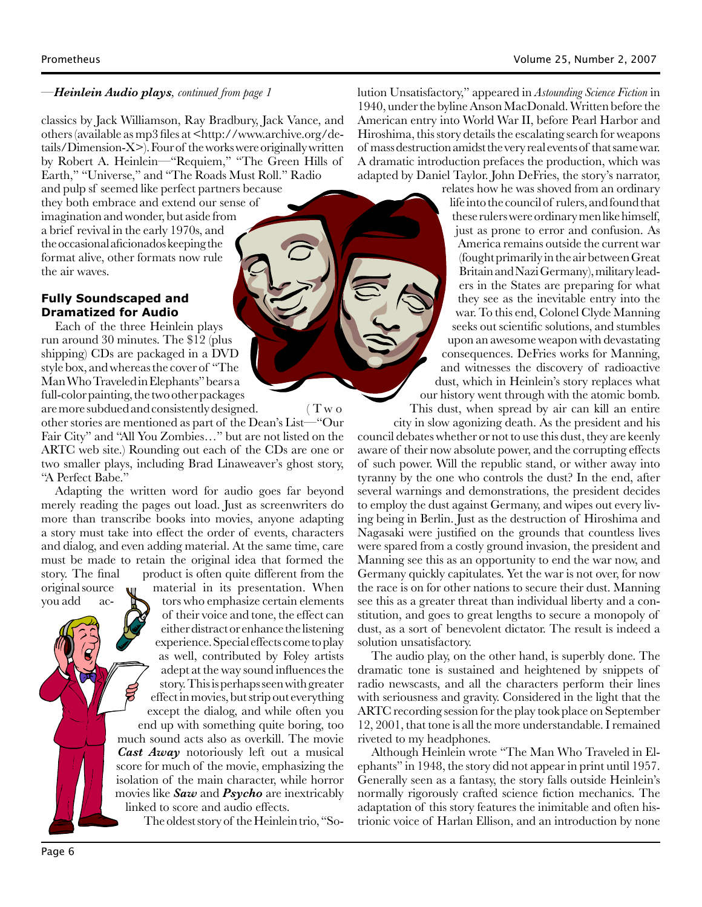—***Heinlein Audio plays****, continued from page 1*

classics by Jack Williamson, Ray Bradbury, Jack Vance, and others (available as mp3 files at <http://www.archive.org/details/Dimension-X>). Four of the works were originally written by Robert A. Heinlein—"Requiem," "The Green Hills of Earth," "Universe," and "The Roads Must Roll." Radio and pulp sf seemed like perfect partners because they both embrace and extend our sense of imagination and wonder, but aside from a brief revival in the early 1970s, and the occasional aficionados keeping the format alive, other formats now rule the air waves.

### Fully Soundscaped and Dramatized for Audio

Each of the three Heinlein plays run around 30 minutes. The $12 (plus shipping) CDs are packaged in a DVD style box, and whereas the cover of "The Man Who Traveled in Elephants" bears a full-color painting, the two other packages are more subdued and consistently designed. (Two other stories are mentioned as part of the Dean's List—"Our Fair City" and "All You Zombies…" but are not listed on the ARTC web site.) Rounding out each of the CDs are one or two smaller plays, including Brad Linaweaver's ghost story, "A Perfect Babe."

Adapting the written word for audio goes far beyond merely reading the pages out load. Just as screenwriters do more than transcribe books into movies, anyone adapting a story must take into effect the order of events, characters and dialog, and even adding material. At the same time, care must be made to retain the original idea that formed the story. The final product is often quite different from the original source material in its presentation. When you add actors who emphasize certain elements of their voice and tone, the effect can either distract or enhance the listening experience. Special effects come to play as well, contributed by Foley artists adept at the way sound influences the story. This is perhaps seen with greater effect in movies, but strip out everything except the dialog, and while often you end up with something quite boring, too much sound acts also as overkill. The movie ***Cast Away*** notoriously left out a musical score for much of the movie, emphasizing the isolation of the main character, while horror movies like ***Saw*** and ***Psycho*** are inextricably linked to score and audio effects.

The oldest story of the Heinlein trio, "Solution Unsatisfactory," appeared in *Astounding Science Fiction* in 1940, under the byline Anson MacDonald. Written before the American entry into World War II, before Pearl Harbor and Hiroshima, this story details the escalating search for weapons of mass destruction amidst the very real events of that same war. A dramatic introduction prefaces the production, which was adapted by Daniel Taylor. John DeFries, the story's narrator, relates how he was shoved from an ordinary life into the council of rulers, and found that these rulers were ordinary men like himself, just as prone to error and confusion. As America remains outside the current war (fought primarily in the air between Great Britain and Nazi Germany), military leaders in the States are preparing for what they see as the inevitable entry into the war. To this end, Colonel Clyde Manning seeks out scientific solutions, and stumbles upon an awesome weapon with devastating consequences. DeFries works for Manning, and witnesses the discovery of radioactive dust, which in Heinlein's story replaces what our history went through with the atomic bomb. This dust, when spread by air can kill an entire city in slow agonizing death. As the president and his council debates whether or not to use this dust, they are keenly aware of their now absolute power, and the corrupting effects of such power. Will the republic stand, or wither away into tyranny by the one who controls the dust? In the end, after several warnings and demonstrations, the president decides to employ the dust against Germany, and wipes out every living being in Berlin. Just as the destruction of Hiroshima and Nagasaki were justified on the grounds that countless lives were spared from a costly ground invasion, the president and Manning see this as an opportunity to end the war now, and Germany quickly capitulates. Yet the war is not over, for now the race is on for other nations to secure their dust. Manning see this as a greater threat than individual liberty and a constitution, and goes to great lengths to secure a monopoly of dust, as a sort of benevolent dictator. The result is indeed a solution unsatisfactory.

The audio play, on the other hand, is superbly done. The dramatic tone is sustained and heightened by snippets of radio newscasts, and all the characters perform their lines with seriousness and gravity. Considered in the light that the ARTC recording session for the play took place on September 12, 2001, that tone is all the more understandable. I remained riveted to my headphones.

Although Heinlein wrote "The Man Who Traveled in Elephants" in 1948, the story did not appear in print until 1957. Generally seen as a fantasy, the story falls outside Heinlein's normally rigorously crafted science fiction mechanics. The adaptation of this story features the inimitable and often histrionic voice of Harlan Ellison, and an introduction by none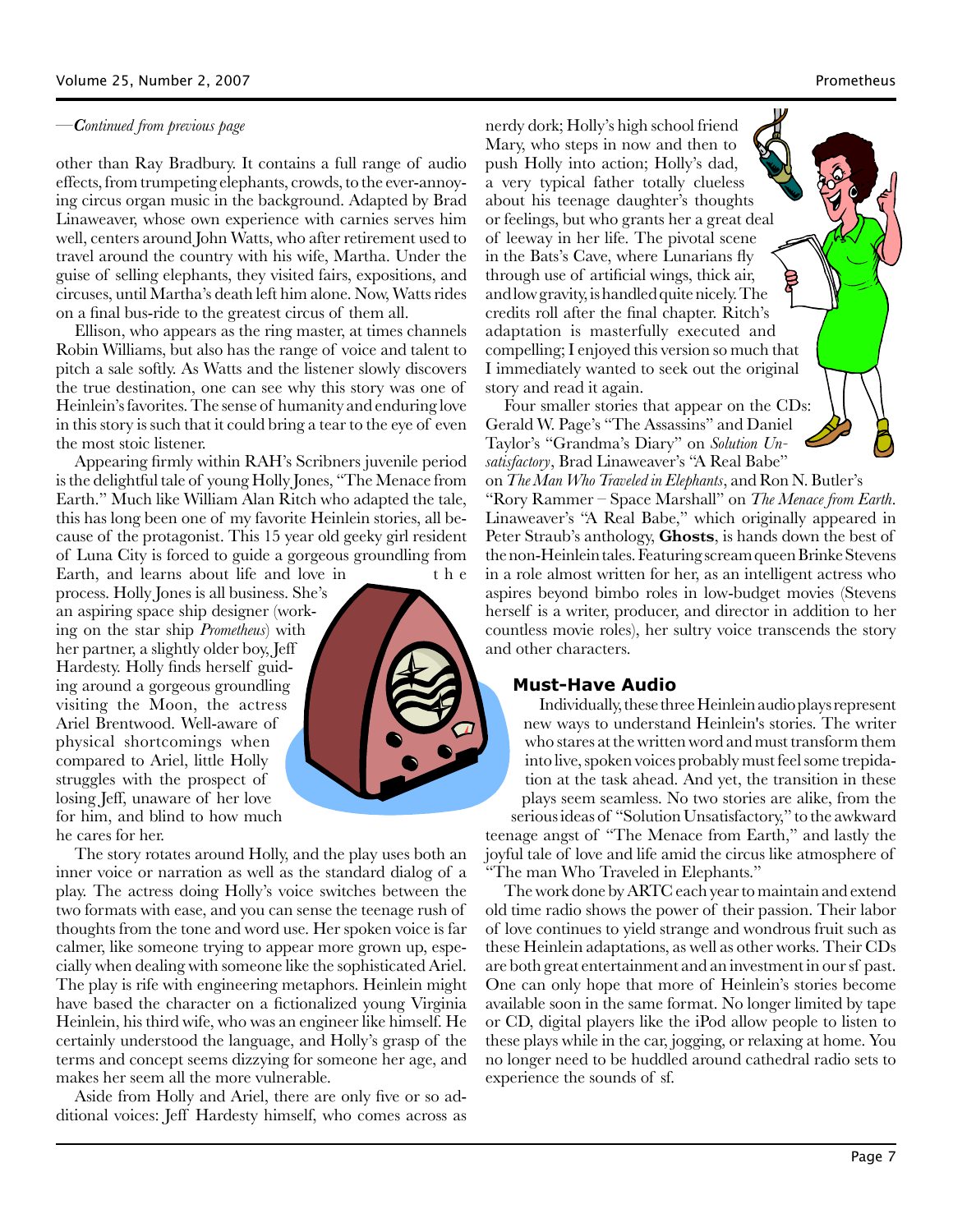—*Continued from previous page*

other than Ray Bradbury. It contains a full range of audio effects, from trumpeting elephants, crowds, to the ever-annoying circus organ music in the background. Adapted by Brad Linaweaver, whose own experience with carnies serves him well, centers around John Watts, who after retirement used to travel around the country with his wife, Martha. Under the guise of selling elephants, they visited fairs, expositions, and circuses, until Martha's death left him alone. Now, Watts rides on a final bus-ride to the greatest circus of them all.

Ellison, who appears as the ring master, at times channels Robin Williams, but also has the range of voice and talent to pitch a sale softly. As Watts and the listener slowly discovers the true destination, one can see why this story was one of Heinlein's favorites. The sense of humanity and enduring love in this story is such that it could bring a tear to the eye of even the most stoic listener.

Appearing firmly within RAH's Scribners juvenile period is the delightful tale of young Holly Jones, "The Menace from Earth." Much like William Alan Ritch who adapted the tale, this has long been one of my favorite Heinlein stories, all because of the protagonist. This 15 year old geeky girl resident of Luna City is forced to guide a gorgeous groundling from Earth, and learns about life and love in the process. Holly Jones is all business. She's an aspiring space ship designer (working on the star ship *Prometheus*) with her partner, a slightly older boy, Jeff Hardesty. Holly finds herself guiding around a gorgeous groundling visiting the Moon, the actress Ariel Brentwood. Well-aware of physical shortcomings when compared to Ariel, little Holly struggles with the prospect of losing Jeff, unaware of her love for him, and blind to how much he cares for her.

The story rotates around Holly, and the play uses both an inner voice or narration as well as the standard dialog of a play. The actress doing Holly's voice switches between the two formats with ease, and you can sense the teenage rush of thoughts from the tone and word use. Her spoken voice is far calmer, like someone trying to appear more grown up, especially when dealing with someone like the sophisticated Ariel. The play is rife with engineering metaphors. Heinlein might have based the character on a fictionalized young Virginia Heinlein, his third wife, who was an engineer like himself. He certainly understood the language, and Holly's grasp of the terms and concept seems dizzying for someone her age, and makes her seem all the more vulnerable.

Aside from Holly and Ariel, there are only five or so additional voices: Jeff Hardesty himself, who comes across as nerdy dork; Holly's high school friend Mary, who steps in now and then to push Holly into action; Holly's dad, a very typical father totally clueless about his teenage daughter's thoughts or feelings, but who grants her a great deal of leeway in her life. The pivotal scene in the Bats's Cave, where Lunarians fly through use of artificial wings, thick air, and low gravity, is handled quite nicely. The credits roll after the final chapter. Ritch's adaptation is masterfully executed and compelling; I enjoyed this version so much that I immediately wanted to seek out the original story and read it again.

Four smaller stories that appear on the CDs: Gerald W. Page's "The Assassins" and Daniel Taylor's "Grandma's Diary" on *Solution Unsatisfactory*, Brad Linaweaver's "A Real Babe" on *The Man Who Traveled in Elephants*, and Ron N. Butler's "Rory Rammer – Space Marshall" on *The Menace from Earth*. Linaweaver's "A Real Babe," which originally appeared in Peter Straub's anthology, **Ghosts**, is hands down the best of the non-Heinlein tales. Featuring scream queen Brinke Stevens in a role almost written for her, as an intelligent actress who aspires beyond bimbo roles in low-budget movies (Stevens herself is a writer, producer, and director in addition to her countless movie roles), her sultry voice transcends the story and other characters.

### Must-Have Audio

Individually, these three Heinlein audio plays represent new ways to understand Heinlein's stories. The writer who stares at the written word and must transform them into live, spoken voices probably must feel some trepidation at the task ahead. And yet, the transition in these plays seem seamless. No two stories are alike, from the serious ideas of "Solution Unsatisfactory," to the awkward teenage angst of "The Menace from Earth," and lastly the joyful tale of love and life amid the circus like atmosphere of "The man Who Traveled in Elephants."

The work done by ARTC each year to maintain and extend old time radio shows the power of their passion. Their labor of love continues to yield strange and wondrous fruit such as these Heinlein adaptations, as well as other works. Their CDs are both great entertainment and an investment in our sf past. One can only hope that more of Heinlein's stories become available soon in the same format. No longer limited by tape or CD, digital players like the iPod allow people to listen to these plays while in the car, jogging, or relaxing at home. You no longer need to be huddled around cathedral radio sets to experience the sounds of sf.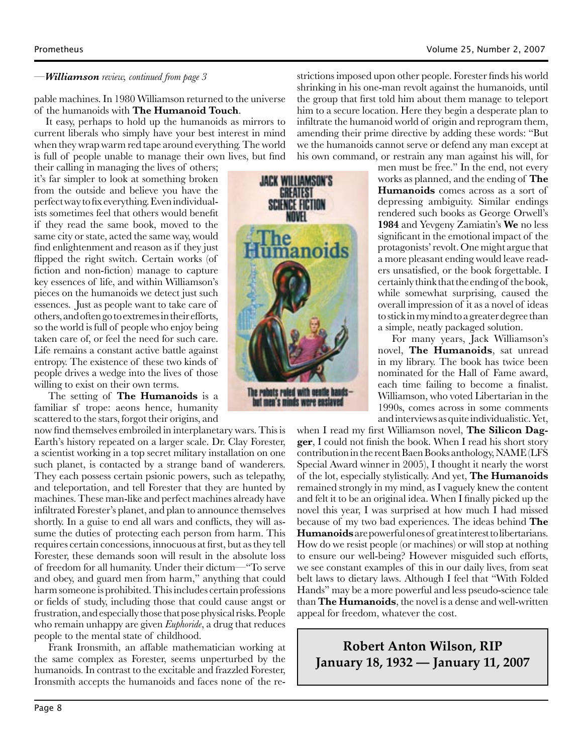—***Williamson*** *review, continued from page 3*

pable machines. In 1980 Williamson returned to the universe of the humanoids with **The Humanoid Touch**.

It easy, perhaps to hold up the humanoids as mirrors to current liberals who simply have your best interest in mind when they wrap warm red tape around everything. The world is full of people unable to manage their own lives, but find their calling in managing the lives of others; it's far simpler to look at something broken from the outside and believe you have the perfect way to fix everything. Even individualists sometimes feel that others would benefit if they read the same book, moved to the same city or state, acted the same way, would find enlightenment and reason as if they just flipped the right switch. Certain works (of fiction and non-fiction) manage to capture key essences of life, and within Williamson's pieces on the humanoids we detect just such essences. Just as people want to take care of others, and often go to extremes in their efforts, so the world is full of people who enjoy being taken care of, or feel the need for such care. Life remains a constant active battle against entropy. The existence of these two kinds of people drives a wedge into the lives of those willing to exist on their own terms.

The setting of **The Humanoids** is a familiar sf trope: aeons hence, humanity scattered to the stars, forgot their origins, and now find themselves embroiled in interplanetary wars. This is Earth's history repeated on a larger scale. Dr. Clay Forester, a scientist working in a top secret military installation on one such planet, is contacted by a strange band of wanderers. They each possess certain psionic powers, such as telepathy, and teleportation, and tell Forester that they are hunted by machines. These man-like and perfect machines already have infiltrated Forester's planet, and plan to announce themselves shortly. In a guise to end all wars and conflicts, they will assume the duties of protecting each person from harm. This requires certain concessions, innocuous at first, but as they tell Forester, these demands soon will result in the absolute loss of freedom for all humanity. Under their dictum—"To serve and obey, and guard men from harm," anything that could harm someone is prohibited. This includes certain professions or fields of study, including those that could cause angst or frustration, and especially those that pose physical risks. People who remain unhappy are given *Euphoride*, a drug that reduces people to the mental state of childhood.

Frank Ironsmith, an affable mathematician working at the same complex as Forester, seems unperturbed by the humanoids. In contrast to the excitable and frazzled Forester, Ironsmith accepts the humanoids and faces none of the restrictions imposed upon other people. Forester finds his world shrinking in his one-man revolt against the humanoids, until the group that first told him about them manage to teleport him to a secure location. Here they begin a desperate plan to infiltrate the humanoid world of origin and reprogram them, amending their prime directive by adding these words: "But we the humanoids cannot serve or defend any man except at his own command, or restrain any man against his will, for men must be free." In the end, not every works as planned, and the ending of **The Humanoids** comes across as a sort of depressing ambiguity. Similar endings rendered such books as George Orwell's **1984** and Yevgeny Zamiatin's **We** no less significant in the emotional impact of the protagonists' revolt. One might argue that a more pleasant ending would leave readers unsatisfied, or the book forgettable. I certainly think that the ending of the book, while somewhat surprising, caused the overall impression of it as a novel of ideas to stick in my mind to a greater degree than a simple, neatly packaged solution.

For many years, Jack Williamson's novel, **The Humanoids**, sat unread in my library. The book has twice been nominated for the Hall of Fame award, each time failing to become a finalist. Williamson, who voted Libertarian in the 1990s, comes across in some comments and interviews as quite individualistic. Yet, when I read my first Williamson novel, **The Silicon Dagger**, I could not finish the book. When I read his short story contribution in the recent Baen Books anthology, NAME (LFS Special Award winner in 2005), I thought it nearly the worst of the lot, especially stylistically. And yet, **The Humanoids** remained strongly in my mind, as I vaguely knew the content and felt it to be an original idea. When I finally picked up the novel this year, I was surprised at how much I had missed because of my two bad experiences. The ideas behind **The Humanoids** are powerful ones of great interest to libertarians. How do we resist people (or machines) or will stop at nothing to ensure our well-being? However misguided such efforts, we see constant examples of this in our daily lives, from seat belt laws to dietary laws. Although I feel that "With Folded Hands" may be a more powerful and less pseudo-science tale than **The Humanoids**, the novel is a dense and well-written appeal for freedom, whatever the cost.

JACK WILLIAMSON'S GREATEST SCIENCE FICTION NOVEL

The Humanoids

The robots ruled with gentle hands—but men's minds were enslaved

**Robert Anton Wilson, RIP**
**January 18, 1932 — January 11, 2007**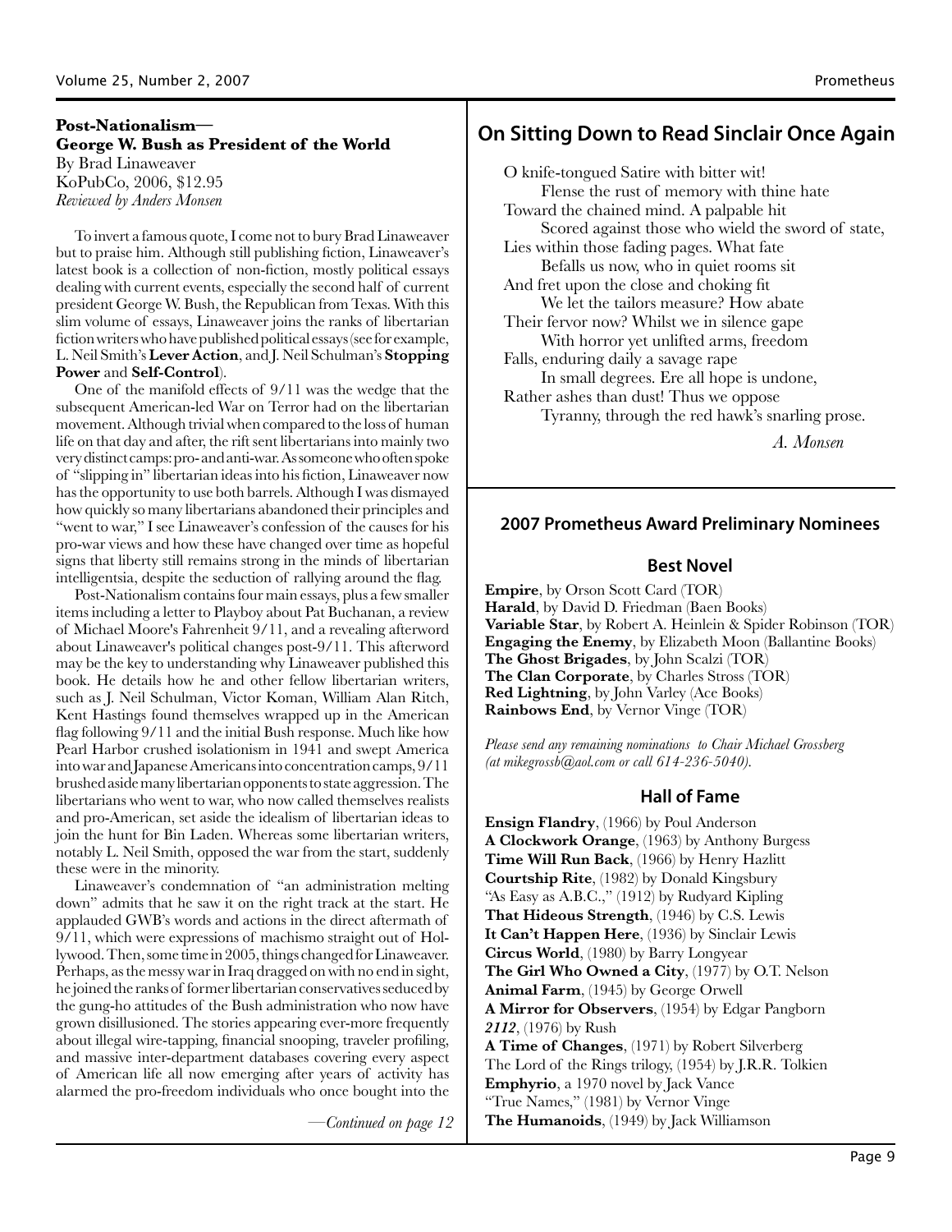### Post-Nationalism—George W. Bush as President of the World

By Brad Linaweaver
KoPubCo, 2006, $12.95
*Reviewed by Anders Monsen*

To invert a famous quote, I come not to bury Brad Linaweaver but to praise him. Although still publishing fiction, Linaweaver's latest book is a collection of non-fiction, mostly political essays dealing with current events, especially the second half of current president George W. Bush, the Republican from Texas. With this slim volume of essays, Linaweaver joins the ranks of libertarian fiction writers who have published political essays (see for example, L. Neil Smith's **Lever Action**, and J. Neil Schulman's **Stopping Power** and **Self-Control**).

One of the manifold effects of 9/11 was the wedge that the subsequent American-led War on Terror had on the libertarian movement. Although trivial when compared to the loss of human life on that day and after, the rift sent libertarians into mainly two very distinct camps: pro- and anti-war. As someone who often spoke of "slipping in" libertarian ideas into his fiction, Linaweaver now has the opportunity to use both barrels. Although I was dismayed how quickly so many libertarians abandoned their principles and "went to war," I see Linaweaver's confession of the causes for his pro-war views and how these have changed over time as hopeful signs that liberty still remains strong in the minds of libertarian intelligentsia, despite the seduction of rallying around the flag.

Post-Nationalism contains four main essays, plus a few smaller items including a letter to Playboy about Pat Buchanan, a review of Michael Moore's Fahrenheit 9/11, and a revealing afterword about Linaweaver's political changes post-9/11. This afterword may be the key to understanding why Linaweaver published this book. He details how he and other fellow libertarian writers, such as J. Neil Schulman, Victor Koman, William Alan Ritch, Kent Hastings found themselves wrapped up in the American flag following 9/11 and the initial Bush response. Much like how Pearl Harbor crushed isolationism in 1941 and swept America into war and Japanese Americans into concentration camps, 9/11 brushed aside many libertarian opponents to state aggression. The libertarians who went to war, who now called themselves realists and pro-American, set aside the idealism of libertarian ideas to join the hunt for Bin Laden. Whereas some libertarian writers, notably L. Neil Smith, opposed the war from the start, suddenly these were in the minority.

Linaweaver's condemnation of "an administration melting down" admits that he saw it on the right track at the start. He applauded GWB's words and actions in the direct aftermath of 9/11, which were expressions of machismo straight out of Hollywood. Then, some time in 2005, things changed for Linaweaver. Perhaps, as the messy war in Iraq dragged on with no end in sight, he joined the ranks of former libertarian conservatives seduced by the gung-ho attitudes of the Bush administration who now have grown disillusioned. The stories appearing ever-more frequently about illegal wire-tapping, financial snooping, traveler profiling, and massive inter-department databases covering every aspect of American life all now emerging after years of activity has alarmed the pro-freedom individuals who once bought into the

*—Continued on page 12*

## On Sitting Down to Read Sinclair Once Again

O knife-tongued Satire with bitter wit!
 Flense the rust of memory with thine hate
Toward the chained mind. A palpable hit
 Scored against those who wield the sword of state,
Lies within those fading pages. What fate
 Befalls us now, who in quiet rooms sit
And fret upon the close and choking fit
 We let the tailors measure? How abate
Their fervor now? Whilst we in silence gape
 With horror yet unlifted arms, freedom
Falls, enduring daily a savage rape
 In small degrees. Ere all hope is undone,
Rather ashes than dust! Thus we oppose
 Tyranny, through the red hawk's snarling prose.

*A. Monsen*

## 2007 Prometheus Award Preliminary Nominees

### Best Novel

**Empire**, by Orson Scott Card (TOR)
**Harald**, by David D. Friedman (Baen Books)
**Variable Star**, by Robert A. Heinlein & Spider Robinson (TOR)
**Engaging the Enemy**, by Elizabeth Moon (Ballantine Books)
**The Ghost Brigades**, by John Scalzi (TOR)
**The Clan Corporate**, by Charles Stross (TOR)
**Red Lightning**, by John Varley (Ace Books)
**Rainbows End**, by Vernor Vinge (TOR)

*Please send any remaining nominations to Chair Michael Grossberg (at mikegrossb@aol.com or call 614-236-5040).*

### Hall of Fame

**Ensign Flandry**, (1966) by Poul Anderson
**A Clockwork Orange**, (1963) by Anthony Burgess
**Time Will Run Back**, (1966) by Henry Hazlitt
**Courtship Rite**, (1982) by Donald Kingsbury
"As Easy as A.B.C.," (1912) by Rudyard Kipling
**That Hideous Strength**, (1946) by C.S. Lewis
**It Can't Happen Here**, (1936) by Sinclair Lewis
**Circus World**, (1980) by Barry Longyear
**The Girl Who Owned a City**, (1977) by O.T. Nelson
**Animal Farm**, (1945) by George Orwell
**A Mirror for Observers**, (1954) by Edgar Pangborn
***2112***, (1976) by Rush
**A Time of Changes**, (1971) by Robert Silverberg
The Lord of the Rings trilogy, (1954) by J.R.R. Tolkien
**Emphyrio**, a 1970 novel by Jack Vance
"True Names," (1981) by Vernor Vinge
**The Humanoids**, (1949) by Jack Williamson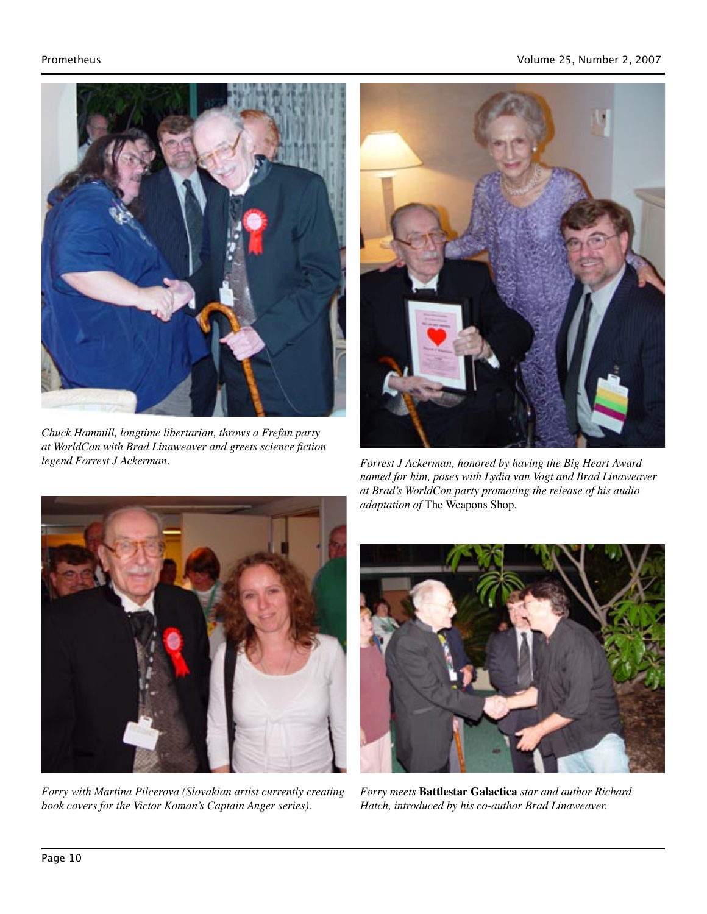*Chuck Hammill, longtime libertarian, throws a Frefan party at WorldCon with Brad Linaweaver and greets science fiction legend Forrest J Ackerman.*

*Forrest J Ackerman, honored by having the Big Heart Award named for him, poses with Lydia van Vogt and Brad Linaweaver at Brad's WorldCon party promoting the release of his audio adaptation of* The Weapons Shop.

*Forry with Martina Pilcerova (Slovakian artist currently creating book covers for the Victor Koman's Captain Anger series).*

*Forry meets* **Battlestar Galactica** *star and author Richard Hatch, introduced by his co-author Brad Linaweaver.*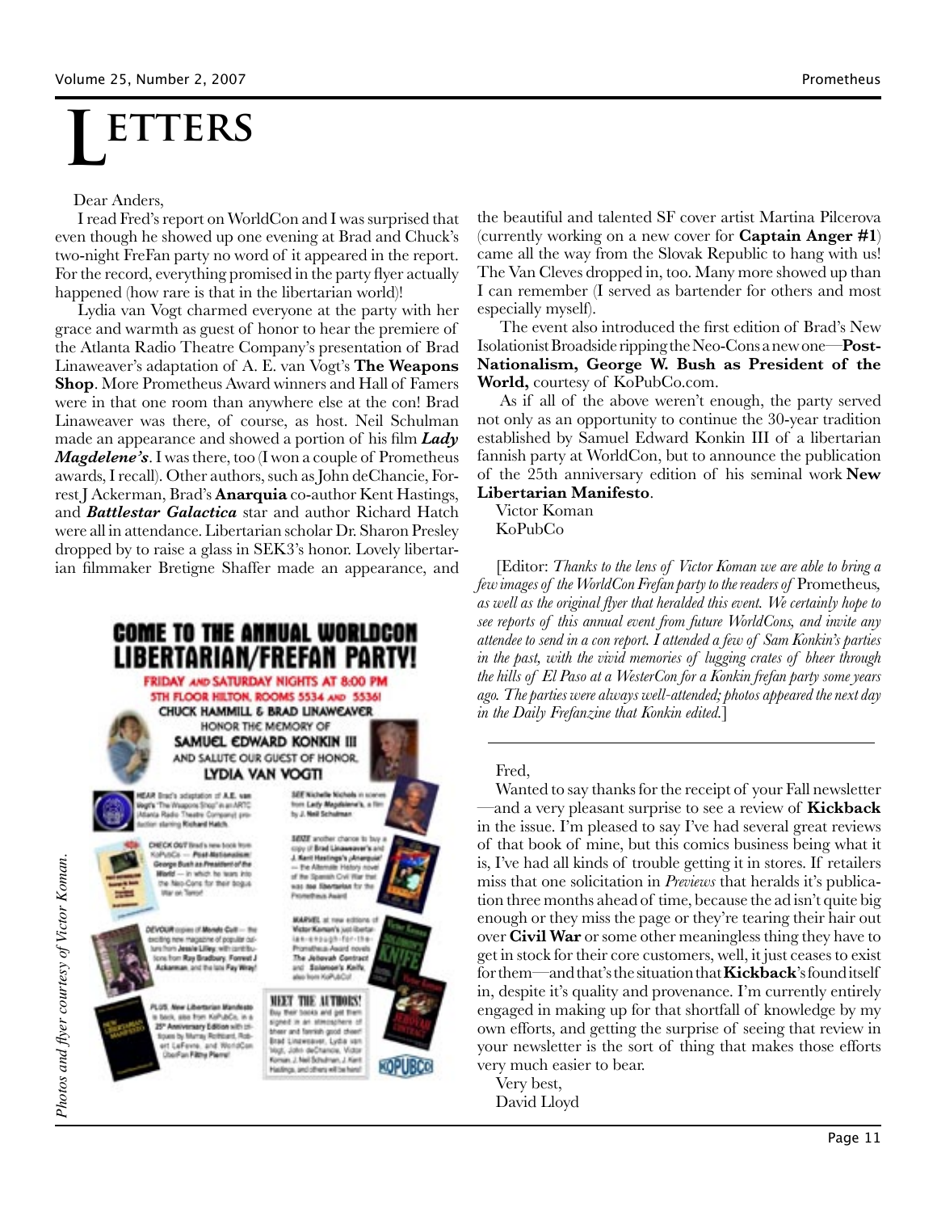# LETTERS

Dear Anders,

I read Fred's report on WorldCon and I was surprised that even though he showed up one evening at Brad and Chuck's two-night FreFan party no word of it appeared in the report. For the record, everything promised in the party flyer actually happened (how rare is that in the libertarian world)!

Lydia van Vogt charmed everyone at the party with her grace and warmth as guest of honor to hear the premiere of the Atlanta Radio Theatre Company's presentation of Brad Linaweaver's adaptation of A. E. van Vogt's **The Weapons Shop**. More Prometheus Award winners and Hall of Famers were in that one room than anywhere else at the con! Brad Linaweaver was there, of course, as host. Neil Schulman made an appearance and showed a portion of his film ***Lady Magdelene's***. I was there, too (I won a couple of Prometheus awards, I recall). Other authors, such as John deChancie, Forrest J Ackerman, Brad's **Anarquia** co-author Kent Hastings, and ***Battlestar Galactica*** star and author Richard Hatch were all in attendance. Libertarian scholar Dr. Sharon Presley dropped by to raise a glass in SEK3's honor. Lovely libertarian filmmaker Bretigne Shaffer made an appearance, and the beautiful and talented SF cover artist Martina Pilcerova (currently working on a new cover for **Captain Anger #1**) came all the way from the Slovak Republic to hang with us! The Van Cleves dropped in, too. Many more showed up than I can remember (I served as bartender for others and most especially myself).

The event also introduced the first edition of Brad's New Isolationist Broadside ripping the Neo-Cons a new one—**Post-Nationalism, George W. Bush as President of the World,** courtesy of KoPubCo.com.

As if all of the above weren't enough, the party served not only as an opportunity to continue the 30-year tradition established by Samuel Edward Konkin III of a libertarian fannish party at WorldCon, but to announce the publication of the 25th anniversary edition of his seminal work **New Libertarian Manifesto**.

Victor Koman
KoPubCo

[Editor: *Thanks to the lens of Victor Koman we are able to bring a few images of the WorldCon Frefan party to the readers of* Prometheus*, as well as the original flyer that heralded this event. We certainly hope to see reports of this annual event from future WorldCons, and invite any attendee to send in a con report. I attended a few of Sam Konkin's parties in the past, with the vivid memories of lugging crates of bheer through the hills of El Paso at a WesterCon for a Konkin frefan party some years ago. The parties were always well-attended; photos appeared the next day in the Daily Frefanzine that Konkin edited.*]

*Photos and flyer courtesy of Victor Koman.*

---

Fred,

Wanted to say thanks for the receipt of your Fall newsletter—and a very pleasant surprise to see a review of **Kickback** in the issue. I'm pleased to say I've had several great reviews of that book of mine, but this comics business being what it is, I've had all kinds of trouble getting it in stores. If retailers miss that one solicitation in *Previews* that heralds it's publication three months ahead of time, because the ad isn't quite big enough or they miss the page or they're tearing their hair out over **Civil War** or some other meaningless thing they have to get in stock for their core customers, well, it just ceases to exist for them—and that's the situation that **Kickback**'s found itself in, despite it's quality and provenance. I'm currently entirely engaged in making up for that shortfall of knowledge by my own efforts, and getting the surprise of seeing that review in your newsletter is the sort of thing that makes those efforts very much easier to bear.

Very best,
David Lloyd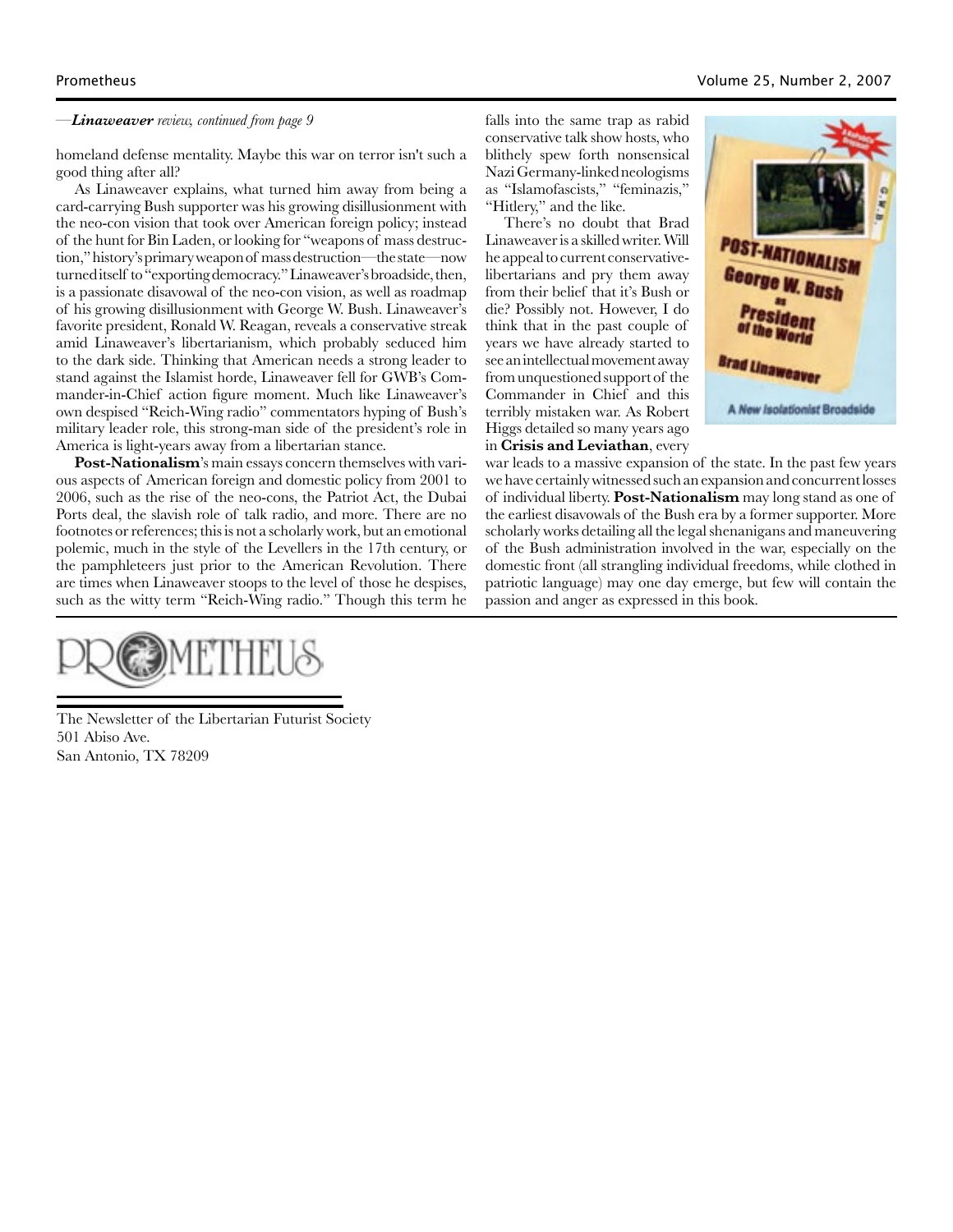—***Linaweaver** review, continued from page 9*

homeland defense mentality. Maybe this war on terror isn't such a good thing after all?

As Linaweaver explains, what turned him away from being a card-carrying Bush supporter was his growing disillusionment with the neo-con vision that took over American foreign policy; instead of the hunt for Bin Laden, or looking for "weapons of mass destruction," history's primary weapon of mass destruction—the state—now turned itself to "exporting democracy." Linaweaver's broadside, then, is a passionate disavowal of the neo-con vision, as well as roadmap of his growing disillusionment with George W. Bush. Linaweaver's favorite president, Ronald W. Reagan, reveals a conservative streak amid Linaweaver's libertarianism, which probably seduced him to the dark side. Thinking that American needs a strong leader to stand against the Islamist horde, Linaweaver fell for GWB's Commander-in-Chief action figure moment. Much like Linaweaver's own despised "Reich-Wing radio" commentators hyping of Bush's military leader role, this strong-man side of the president's role in America is light-years away from a libertarian stance.

**Post-Nationalism**'s main essays concern themselves with various aspects of American foreign and domestic policy from 2001 to 2006, such as the rise of the neo-cons, the Patriot Act, the Dubai Ports deal, the slavish role of talk radio, and more. There are no footnotes or references; this is not a scholarly work, but an emotional polemic, much in the style of the Levellers in the 17th century, or the pamphleteers just prior to the American Revolution. There are times when Linaweaver stoops to the level of those he despises, such as the witty term "Reich-Wing radio." Though this term he falls into the same trap as rabid conservative talk show hosts, who blithely spew forth nonsensical Nazi Germany-linked neologisms as "Islamofascists," "feminazis," "Hitlery," and the like.

There's no doubt that Brad Linaweaver is a skilled writer. Will he appeal to current conservative-libertarians and pry them away from their belief that it's Bush or die? Possibly not. However, I do think that in the past couple of years we have already started to see an intellectual movement away from unquestioned support of the Commander in Chief and this terribly mistaken war. As Robert Higgs detailed so many years ago in **Crisis and Leviathan**, every war leads to a massive expansion of the state. In the past few years we have certainly witnessed such an expansion and concurrent losses of individual liberty. **Post-Nationalism** may long stand as one of the earliest disavowals of the Bush era by a former supporter. More scholarly works detailing all the legal shenanigans and maneuvering of the Bush administration involved in the war, especially on the domestic front (all strangling individual freedoms, while clothed in patriotic language) may one day emerge, but few will contain the passion and anger as expressed in this book.

PROMETHEUS

The Newsletter of the Libertarian Futurist Society
501 Abiso Ave.
San Antonio, TX 78209